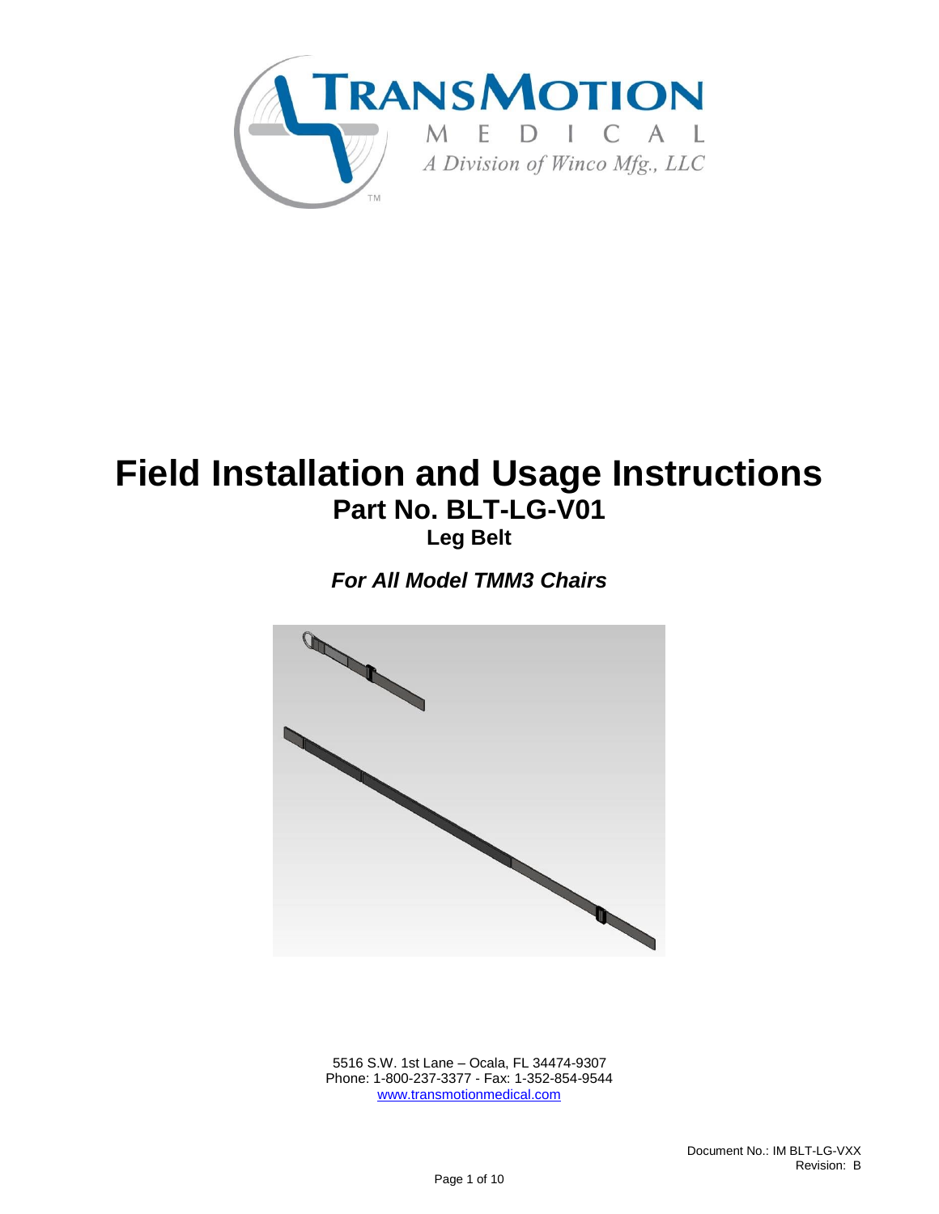TRANSMOTION MEDICAL

*A Division of Winco Mfg., LLC*

# Field Installation and Usage Instructions

## Part No. BLT-LG-V01

### Leg Belt

***For All Model TMM3 Chairs***

5516 S.W. 1st Lane – Ocala, FL 34474-9307
Phone: 1-800-237-3377 - Fax: 1-352-854-9544
[www.transmotionmedical.com](http://www.transmotionmedical.com)

Document No.: IM BLT-LG-VXX
Revision: B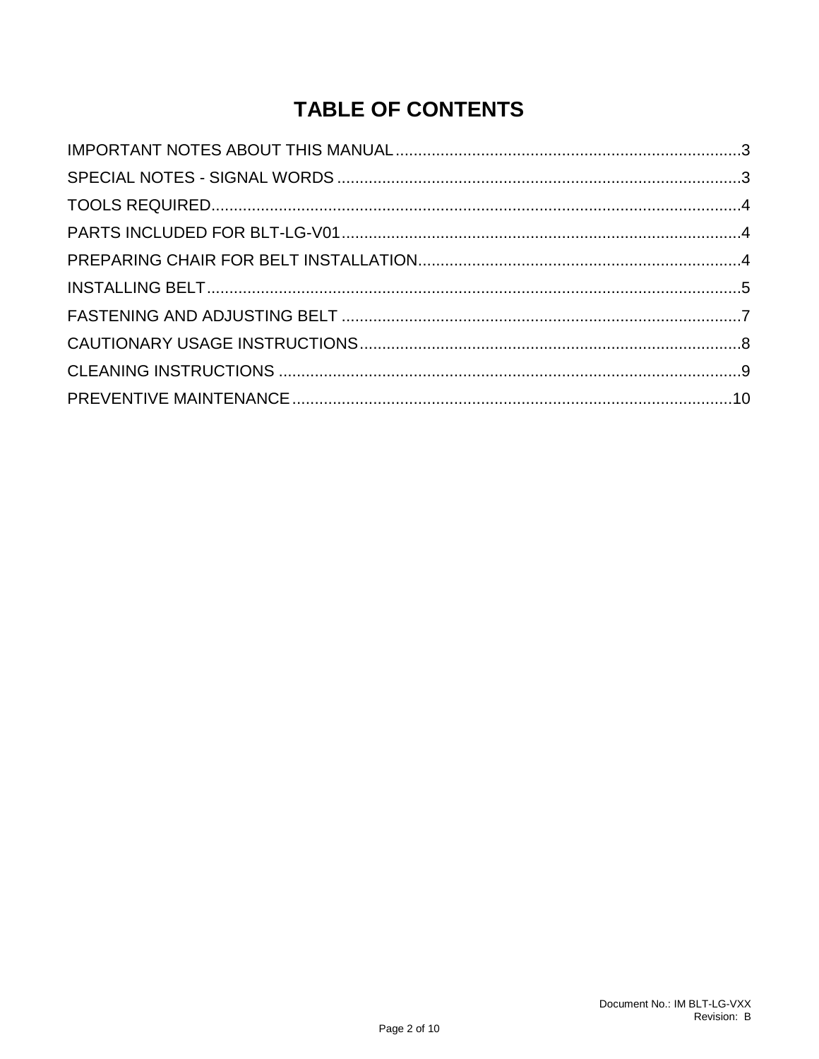# TABLE OF CONTENTS

IMPORTANT NOTES ABOUT THIS MANUAL.............................................................................3
SPECIAL NOTES - SIGNAL WORDS .........................................................................................3
TOOLS REQUIRED.......................................................................................................................4
PARTS INCLUDED FOR BLT-LG-V01.........................................................................................4
PREPARING CHAIR FOR BELT INSTALLATION........................................................................4
INSTALLING BELT.......................................................................................................................5
FASTENING AND ADJUSTING BELT .........................................................................................7
CAUTIONARY USAGE INSTRUCTIONS.....................................................................................8
CLEANING INSTRUCTIONS .......................................................................................................9
PREVENTIVE MAINTENANCE...................................................................................................10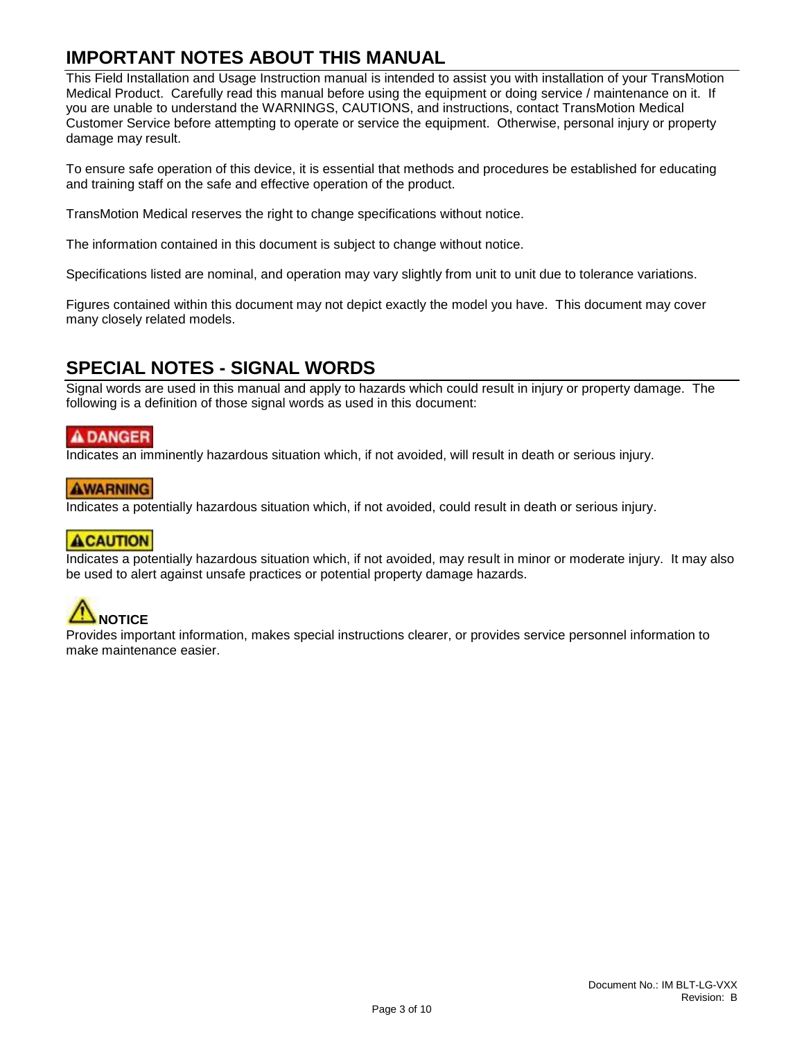## IMPORTANT NOTES ABOUT THIS MANUAL

This Field Installation and Usage Instruction manual is intended to assist you with installation of your TransMotion Medical Product. Carefully read this manual before using the equipment or doing service / maintenance on it. If you are unable to understand the WARNINGS, CAUTIONS, and instructions, contact TransMotion Medical Customer Service before attempting to operate or service the equipment. Otherwise, personal injury or property damage may result.

To ensure safe operation of this device, it is essential that methods and procedures be established for educating and training staff on the safe and effective operation of the product.

TransMotion Medical reserves the right to change specifications without notice.

The information contained in this document is subject to change without notice.

Specifications listed are nominal, and operation may vary slightly from unit to unit due to tolerance variations.

Figures contained within this document may not depict exactly the model you have. This document may cover many closely related models.

## SPECIAL NOTES - SIGNAL WORDS

Signal words are used in this manual and apply to hazards which could result in injury or property damage. The following is a definition of those signal words as used in this document:

**⚠ DANGER**

Indicates an imminently hazardous situation which, if not avoided, will result in death or serious injury.

**⚠WARNING**

Indicates a potentially hazardous situation which, if not avoided, could result in death or serious injury.

**⚠CAUTION**

Indicates a potentially hazardous situation which, if not avoided, may result in minor or moderate injury. It may also be used to alert against unsafe practices or potential property damage hazards.

**⚠NOTICE**

Provides important information, makes special instructions clearer, or provides service personnel information to make maintenance easier.

Document No.: IM BLT-LG-VXX
Revision: B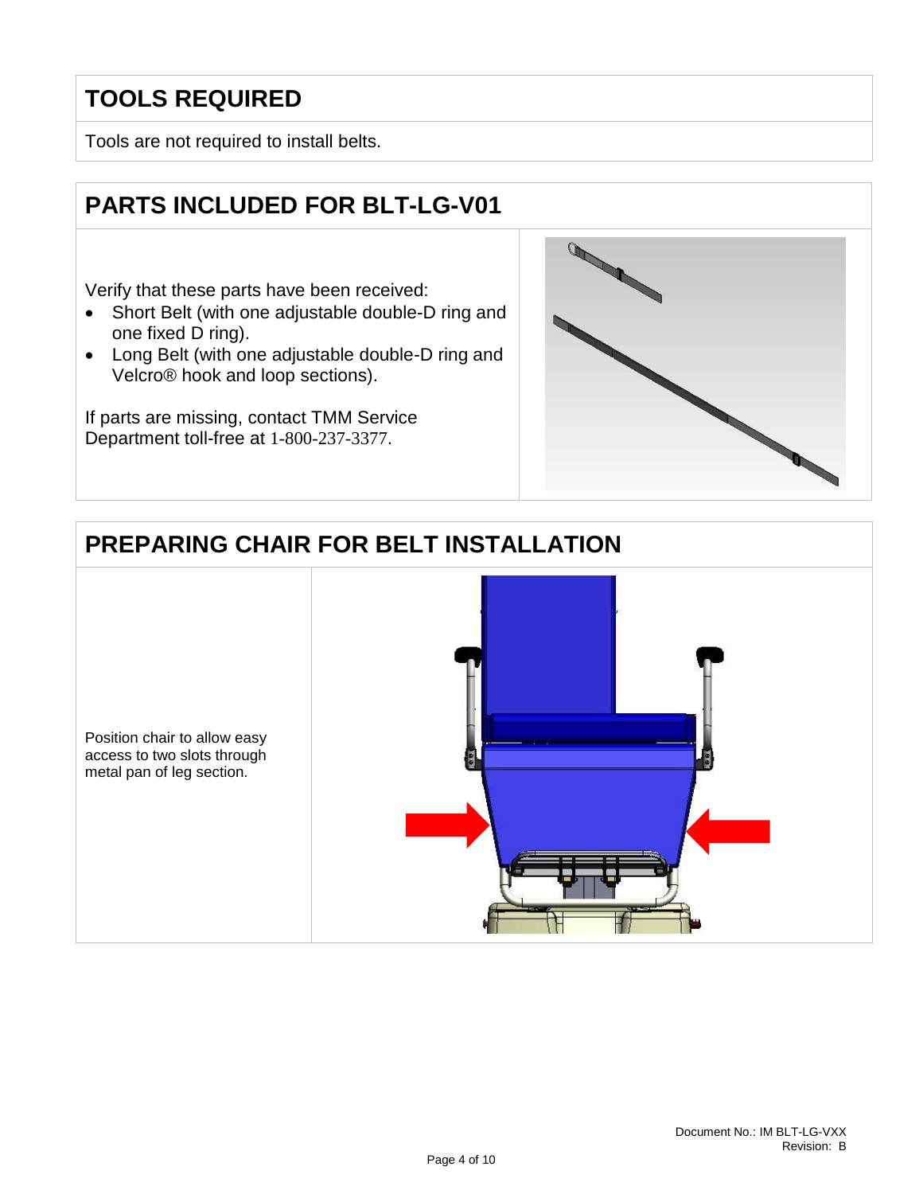## TOOLS REQUIRED

Tools are not required to install belts.

## PARTS INCLUDED FOR BLT-LG-V01

Verify that these parts have been received:

- Short Belt (with one adjustable double-D ring and one fixed D ring).
- Long Belt (with one adjustable double-D ring and Velcro® hook and loop sections).

If parts are missing, contact TMM Service Department toll-free at 1-800-237-3377.

## PREPARING CHAIR FOR BELT INSTALLATION

Position chair to allow easy access to two slots through metal pan of leg section.

Document No.: IM BLT-LG-VXX
Revision: B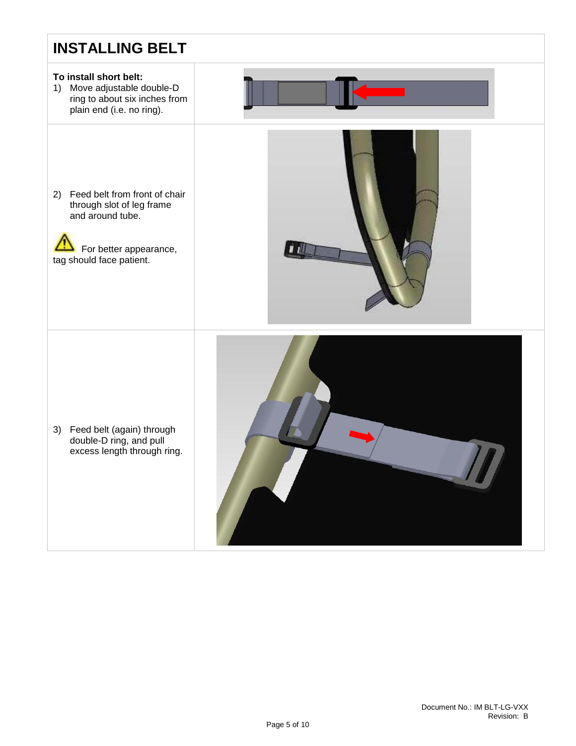# INSTALLING BELT

**To install short belt:**

1) Move adjustable double-D ring to about six inches from plain end (i.e. no ring).

2) Feed belt from front of chair through slot of leg frame and around tube.

⚠ For better appearance, tag should face patient.

3) Feed belt (again) through double-D ring, and pull excess length through ring.

Document No.: IM BLT-LG-VXX
Revision: B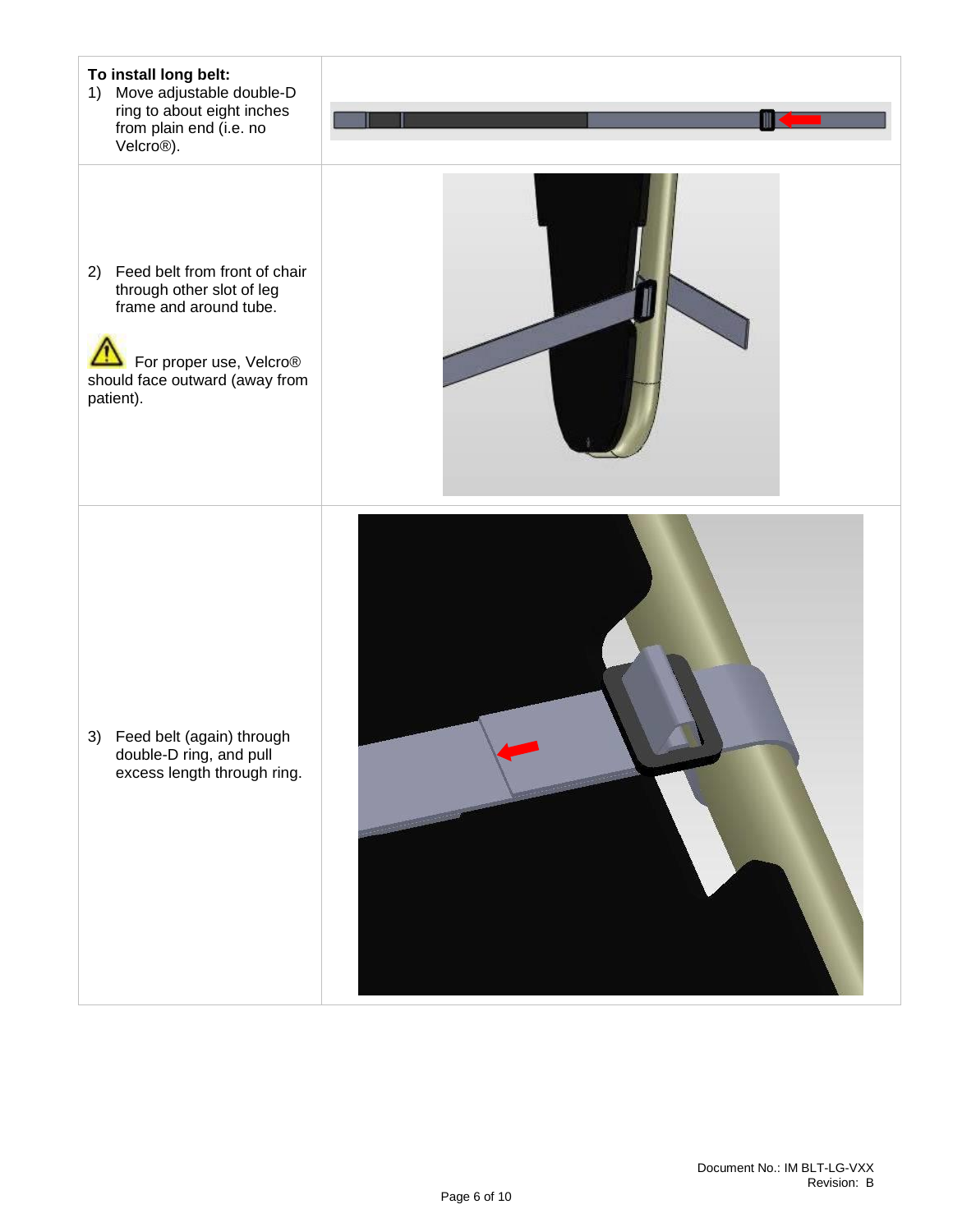**To install long belt:**

1) Move adjustable double-D ring to about eight inches from plain end (i.e. no Velcro®).

2) Feed belt from front of chair through other slot of leg frame and around tube.

⚠ For proper use, Velcro® should face outward (away from patient).

3) Feed belt (again) through double-D ring, and pull excess length through ring.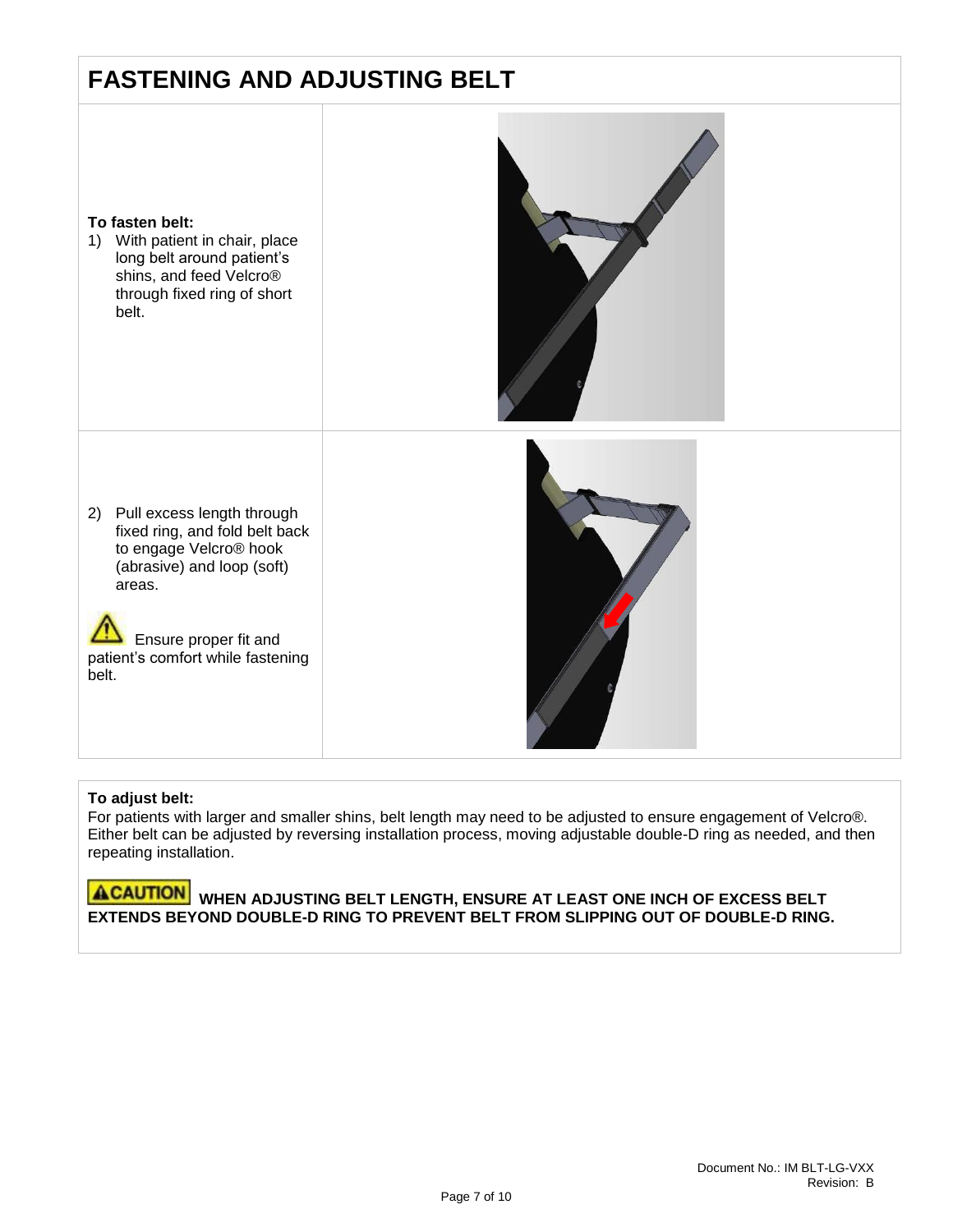# FASTENING AND ADJUSTING BELT

**To fasten belt:**

1) With patient in chair, place long belt around patient's shins, and feed Velcro® through fixed ring of short belt.

2) Pull excess length through fixed ring, and fold belt back to engage Velcro® hook (abrasive) and loop (soft) areas.

⚠ Ensure proper fit and patient's comfort while fastening belt.

**To adjust belt:**
For patients with larger and smaller shins, belt length may need to be adjusted to ensure engagement of Velcro®. Either belt can be adjusted by reversing installation process, moving adjustable double-D ring as needed, and then repeating installation.

**⚠CAUTION WHEN ADJUSTING BELT LENGTH, ENSURE AT LEAST ONE INCH OF EXCESS BELT EXTENDS BEYOND DOUBLE-D RING TO PREVENT BELT FROM SLIPPING OUT OF DOUBLE-D RING.**

Document No.: IM BLT-LG-VXX
Revision: B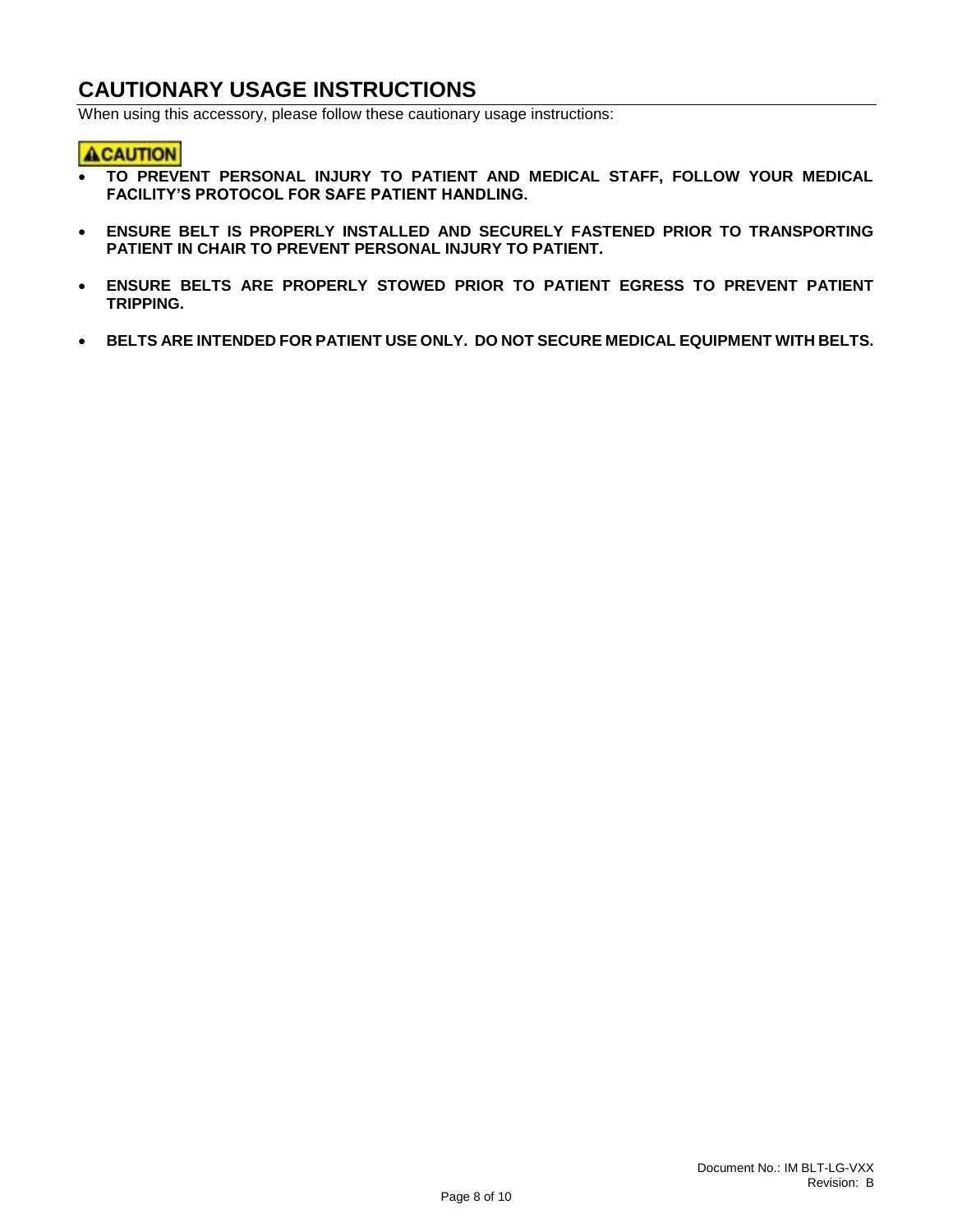## CAUTIONARY USAGE INSTRUCTIONS

When using this accessory, please follow these cautionary usage instructions:

**⚠CAUTION**

- **TO PREVENT PERSONAL INJURY TO PATIENT AND MEDICAL STAFF, FOLLOW YOUR MEDICAL FACILITY'S PROTOCOL FOR SAFE PATIENT HANDLING.**
- **ENSURE BELT IS PROPERLY INSTALLED AND SECURELY FASTENED PRIOR TO TRANSPORTING PATIENT IN CHAIR TO PREVENT PERSONAL INJURY TO PATIENT.**
- **ENSURE BELTS ARE PROPERLY STOWED PRIOR TO PATIENT EGRESS TO PREVENT PATIENT TRIPPING.**
- **BELTS ARE INTENDED FOR PATIENT USE ONLY. DO NOT SECURE MEDICAL EQUIPMENT WITH BELTS.**

Document No.: IM BLT-LG-VXX
Revision: B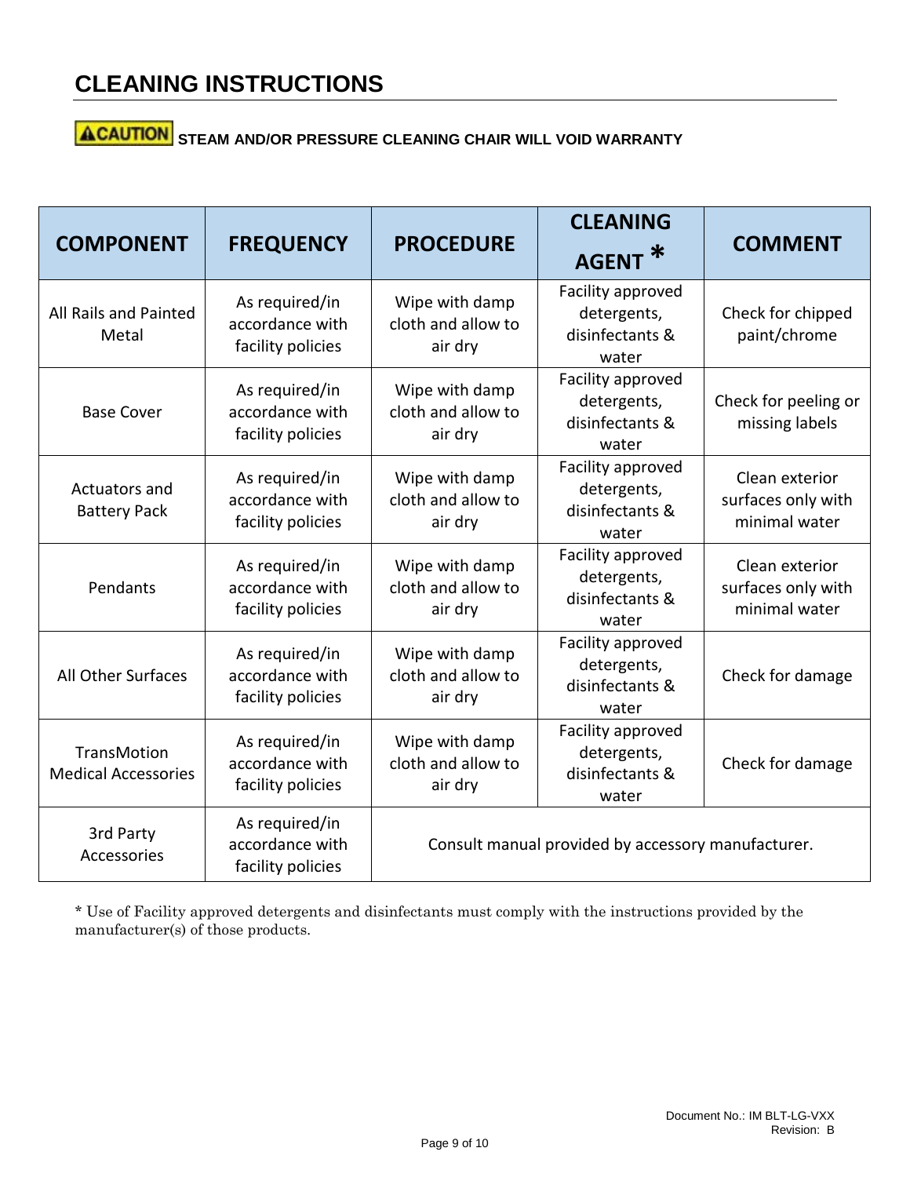# CLEANING INSTRUCTIONS

**⚠CAUTION STEAM AND/OR PRESSURE CLEANING CHAIR WILL VOID WARRANTY**

| COMPONENT | FREQUENCY | PROCEDURE | CLEANING AGENT * | COMMENT |
|---|---|---|---|---|
| All Rails and Painted Metal | As required/in accordance with facility policies | Wipe with damp cloth and allow to air dry | Facility approved detergents, disinfectants & water | Check for chipped paint/chrome |
| Base Cover | As required/in accordance with facility policies | Wipe with damp cloth and allow to air dry | Facility approved detergents, disinfectants & water | Check for peeling or missing labels |
| Actuators and Battery Pack | As required/in accordance with facility policies | Wipe with damp cloth and allow to air dry | Facility approved detergents, disinfectants & water | Clean exterior surfaces only with minimal water |
| Pendants | As required/in accordance with facility policies | Wipe with damp cloth and allow to air dry | Facility approved detergents, disinfectants & water | Clean exterior surfaces only with minimal water |
| All Other Surfaces | As required/in accordance with facility policies | Wipe with damp cloth and allow to air dry | Facility approved detergents, disinfectants & water | Check for damage |
| TransMotion Medical Accessories | As required/in accordance with facility policies | Wipe with damp cloth and allow to air dry | Facility approved detergents, disinfectants & water | Check for damage |
| 3rd Party Accessories | As required/in accordance with facility policies | Consult manual provided by accessory manufacturer. | | |

* Use of Facility approved detergents and disinfectants must comply with the instructions provided by the manufacturer(s) of those products.

Document No.: IM BLT-LG-VXX
Revision: B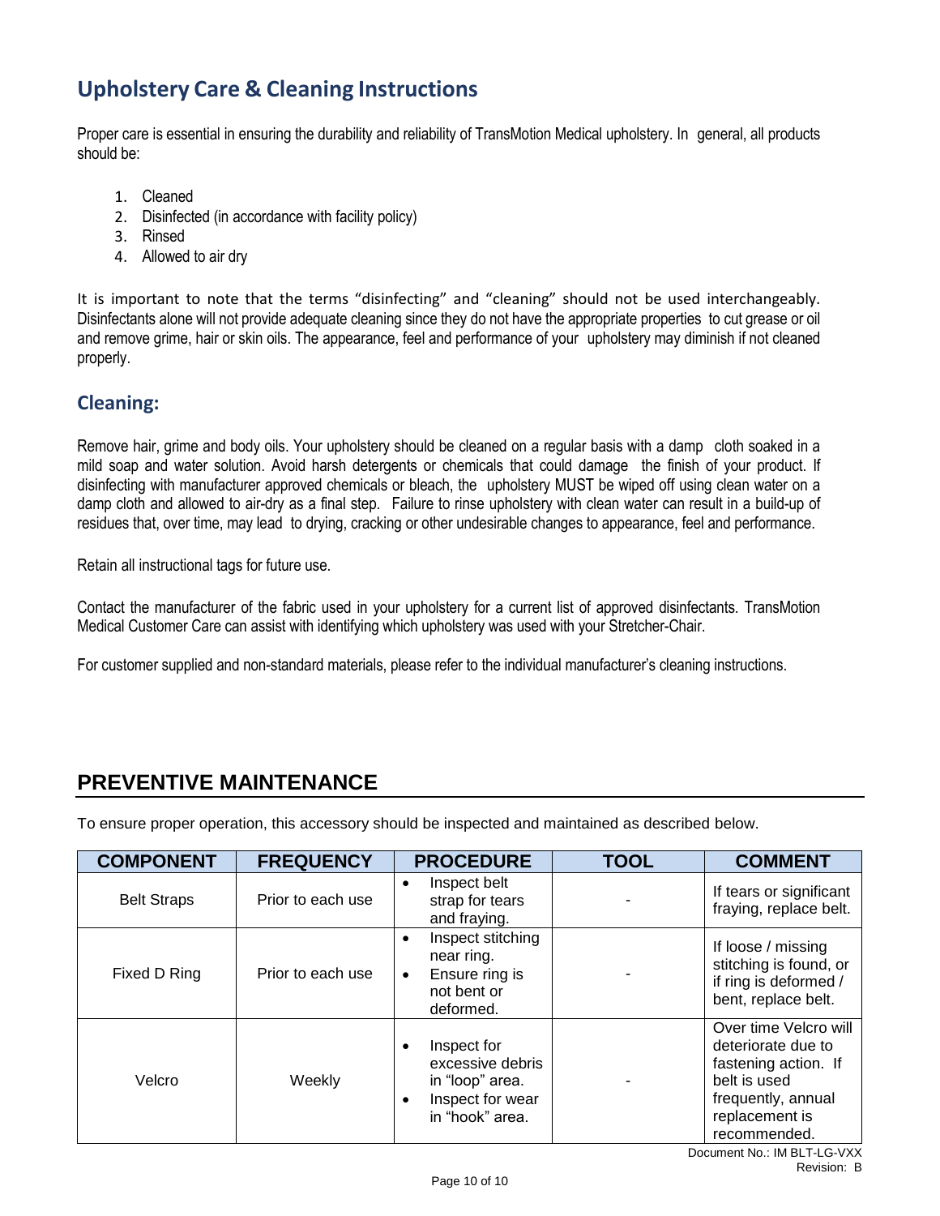## Upholstery Care & Cleaning Instructions

Proper care is essential in ensuring the durability and reliability of TransMotion Medical upholstery. In general, all products should be:

1. Cleaned
2. Disinfected (in accordance with facility policy)
3. Rinsed
4. Allowed to air dry

It is important to note that the terms “disinfecting” and “cleaning” should not be used interchangeably. Disinfectants alone will not provide adequate cleaning since they do not have the appropriate properties to cut grease or oil and remove grime, hair or skin oils. The appearance, feel and performance of your upholstery may diminish if not cleaned properly.

### Cleaning:

Remove hair, grime and body oils. Your upholstery should be cleaned on a regular basis with a damp cloth soaked in a mild soap and water solution. Avoid harsh detergents or chemicals that could damage the finish of your product. If disinfecting with manufacturer approved chemicals or bleach, the upholstery MUST be wiped off using clean water on a damp cloth and allowed to air-dry as a final step. Failure to rinse upholstery with clean water can result in a build-up of residues that, over time, may lead to drying, cracking or other undesirable changes to appearance, feel and performance.

Retain all instructional tags for future use.

Contact the manufacturer of the fabric used in your upholstery for a current list of approved disinfectants. TransMotion Medical Customer Care can assist with identifying which upholstery was used with your Stretcher-Chair.

For customer supplied and non-standard materials, please refer to the individual manufacturer’s cleaning instructions.

## PREVENTIVE MAINTENANCE

To ensure proper operation, this accessory should be inspected and maintained as described below.

| COMPONENT | FREQUENCY | PROCEDURE | TOOL | COMMENT |
|---|---|---|---|---|
| Belt Straps | Prior to each use | • Inspect belt strap for tears and fraying. | - | If tears or significant fraying, replace belt. |
| Fixed D Ring | Prior to each use | • Inspect stitching near ring.<br>• Ensure ring is not bent or deformed. | - | If loose / missing stitching is found, or if ring is deformed / bent, replace belt. |
| Velcro | Weekly | • Inspect for excessive debris in “loop” area.<br>• Inspect for wear in “hook” area. | - | Over time Velcro will deteriorate due to fastening action. If belt is used frequently, annual replacement is recommended. |

Document No.: IM BLT-LG-VXX
Revision: B